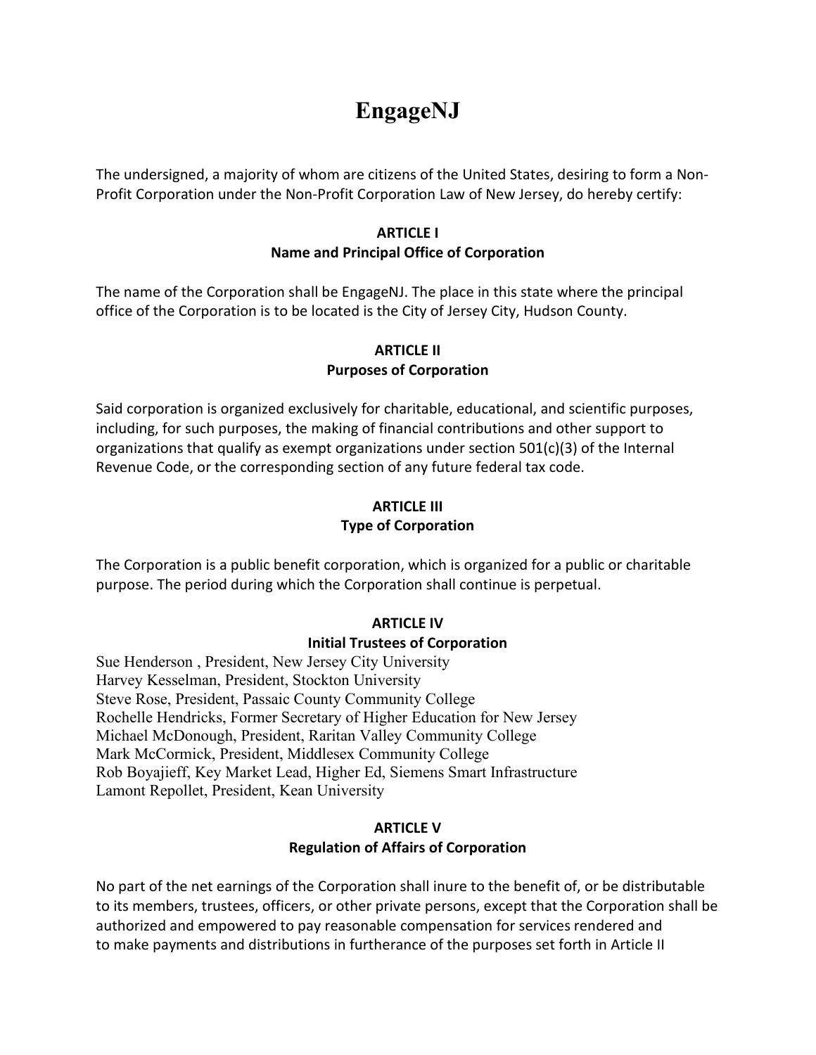# EngageNJ

The undersigned, a majority of whom are citizens of the United States, desiring to form a Non-Profit Corporation under the Non-Profit Corporation Law of New Jersey, do hereby certify:

**ARTICLE I**
**Name and Principal Office of Corporation**

The name of the Corporation shall be EngageNJ. The place in this state where the principal office of the Corporation is to be located is the City of Jersey City, Hudson County.

**ARTICLE II**
**Purposes of Corporation**

Said corporation is organized exclusively for charitable, educational, and scientific purposes, including, for such purposes, the making of financial contributions and other support to organizations that qualify as exempt organizations under section 501(c)(3) of the Internal Revenue Code, or the corresponding section of any future federal tax code.

**ARTICLE III**
**Type of Corporation**

The Corporation is a public benefit corporation, which is organized for a public or charitable purpose. The period during which the Corporation shall continue is perpetual.

**ARTICLE IV**
**Initial Trustees of Corporation**

Sue Henderson , President, New Jersey City University
Harvey Kesselman, President, Stockton University
Steve Rose, President, Passaic County Community College
Rochelle Hendricks, Former Secretary of Higher Education for New Jersey
Michael McDonough, President, Raritan Valley Community College
Mark McCormick, President, Middlesex Community College
Rob Boyajieff, Key Market Lead, Higher Ed, Siemens Smart Infrastructure
Lamont Repollet, President, Kean University

**ARTICLE V**
**Regulation of Affairs of Corporation**

No part of the net earnings of the Corporation shall inure to the benefit of, or be distributable to its members, trustees, officers, or other private persons, except that the Corporation shall be authorized and empowered to pay reasonable compensation for services rendered and to make payments and distributions in furtherance of the purposes set forth in Article II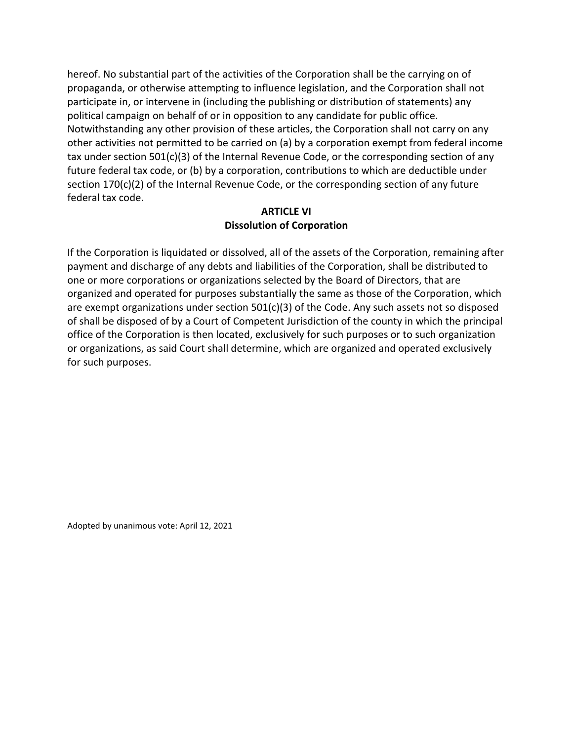hereof. No substantial part of the activities of the Corporation shall be the carrying on of propaganda, or otherwise attempting to influence legislation, and the Corporation shall not participate in, or intervene in (including the publishing or distribution of statements) any political campaign on behalf of or in opposition to any candidate for public office. Notwithstanding any other provision of these articles, the Corporation shall not carry on any other activities not permitted to be carried on (a) by a corporation exempt from federal income tax under section 501(c)(3) of the Internal Revenue Code, or the corresponding section of any future federal tax code, or (b) by a corporation, contributions to which are deductible under section 170(c)(2) of the Internal Revenue Code, or the corresponding section of any future federal tax code.

## ARTICLE VI
## Dissolution of Corporation

If the Corporation is liquidated or dissolved, all of the assets of the Corporation, remaining after payment and discharge of any debts and liabilities of the Corporation, shall be distributed to one or more corporations or organizations selected by the Board of Directors, that are organized and operated for purposes substantially the same as those of the Corporation, which are exempt organizations under section 501(c)(3) of the Code. Any such assets not so disposed of shall be disposed of by a Court of Competent Jurisdiction of the county in which the principal office of the Corporation is then located, exclusively for such purposes or to such organization or organizations, as said Court shall determine, which are organized and operated exclusively for such purposes.

Adopted by unanimous vote: April 12, 2021